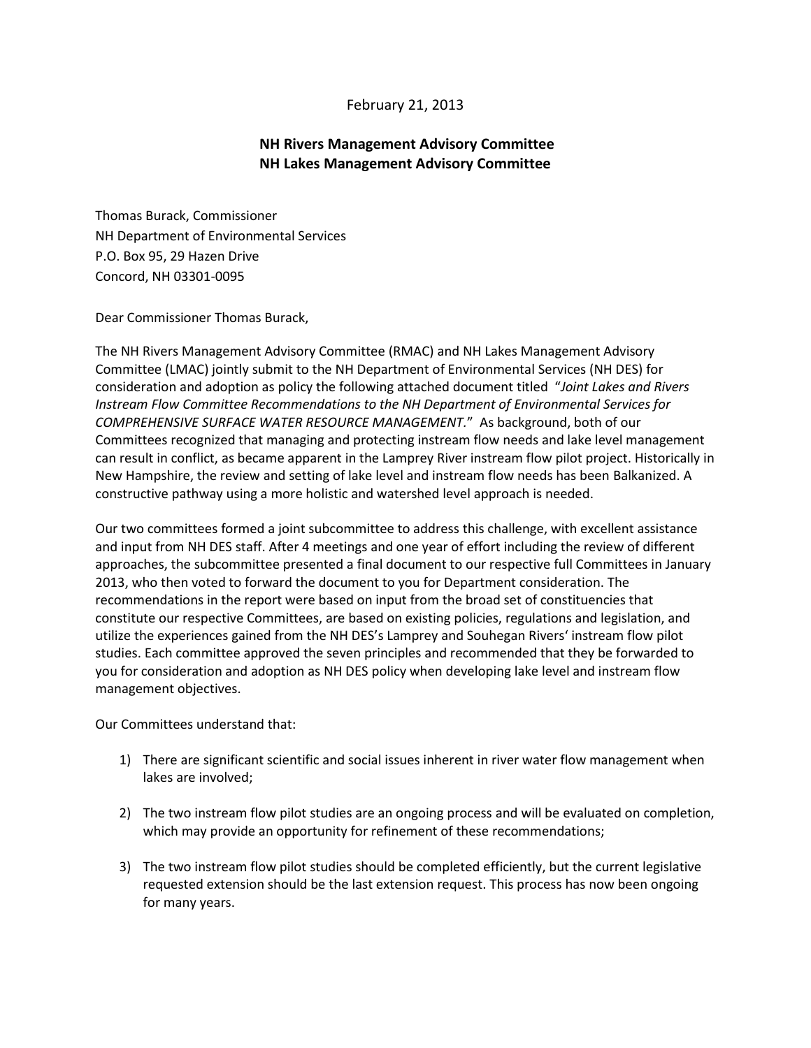February 21, 2013

**NH Rivers Management Advisory Committee**
**NH Lakes Management Advisory Committee**

Thomas Burack, Commissioner
NH Department of Environmental Services
P.O. Box 95, 29 Hazen Drive
Concord, NH 03301-0095

Dear Commissioner Thomas Burack,

The NH Rivers Management Advisory Committee (RMAC) and NH Lakes Management Advisory Committee (LMAC) jointly submit to the NH Department of Environmental Services (NH DES) for consideration and adoption as policy the following attached document titled "*Joint Lakes and Rivers Instream Flow Committee Recommendations to the NH Department of Environmental Services for COMPREHENSIVE SURFACE WATER RESOURCE MANAGEMENT.*" As background, both of our Committees recognized that managing and protecting instream flow needs and lake level management can result in conflict, as became apparent in the Lamprey River instream flow pilot project. Historically in New Hampshire, the review and setting of lake level and instream flow needs has been Balkanized. A constructive pathway using a more holistic and watershed level approach is needed.

Our two committees formed a joint subcommittee to address this challenge, with excellent assistance and input from NH DES staff. After 4 meetings and one year of effort including the review of different approaches, the subcommittee presented a final document to our respective full Committees in January 2013, who then voted to forward the document to you for Department consideration. The recommendations in the report were based on input from the broad set of constituencies that constitute our respective Committees, are based on existing policies, regulations and legislation, and utilize the experiences gained from the NH DES's Lamprey and Souhegan Rivers' instream flow pilot studies. Each committee approved the seven principles and recommended that they be forwarded to you for consideration and adoption as NH DES policy when developing lake level and instream flow management objectives.

Our Committees understand that:

1) There are significant scientific and social issues inherent in river water flow management when lakes are involved;

2) The two instream flow pilot studies are an ongoing process and will be evaluated on completion, which may provide an opportunity for refinement of these recommendations;

3) The two instream flow pilot studies should be completed efficiently, but the current legislative requested extension should be the last extension request. This process has now been ongoing for many years.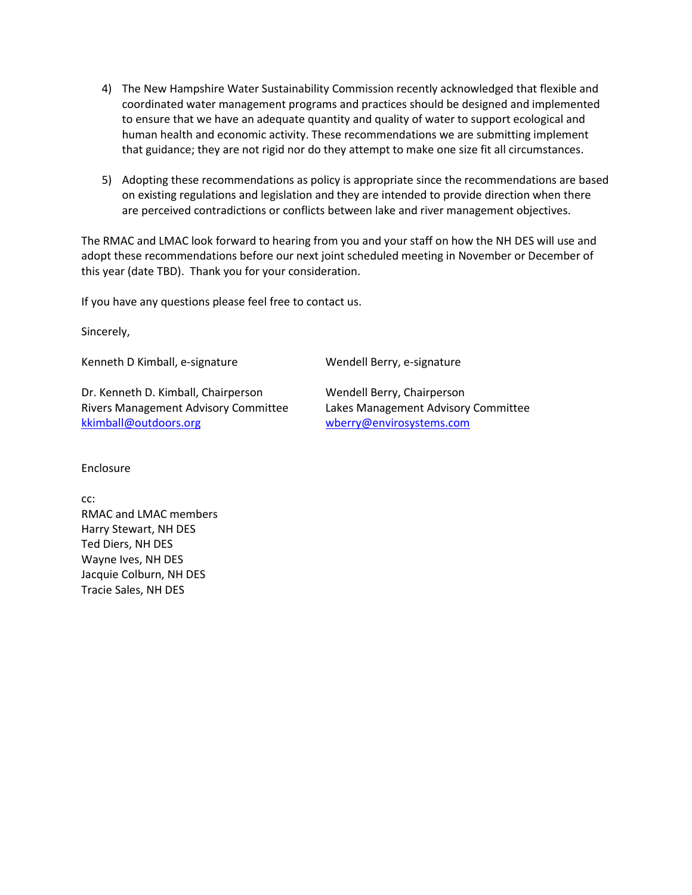4) The New Hampshire Water Sustainability Commission recently acknowledged that flexible and coordinated water management programs and practices should be designed and implemented to ensure that we have an adequate quantity and quality of water to support ecological and human health and economic activity. These recommendations we are submitting implement that guidance; they are not rigid nor do they attempt to make one size fit all circumstances.

5) Adopting these recommendations as policy is appropriate since the recommendations are based on existing regulations and legislation and they are intended to provide direction when there are perceived contradictions or conflicts between lake and river management objectives.

The RMAC and LMAC look forward to hearing from you and your staff on how the NH DES will use and adopt these recommendations before our next joint scheduled meeting in November or December of this year (date TBD). Thank you for your consideration.

If you have any questions please feel free to contact us.

Sincerely,

Kenneth D Kimball, e-signature

Dr. Kenneth D. Kimball, Chairperson
Rivers Management Advisory Committee
kkimball@outdoors.org

Wendell Berry, e-signature

Wendell Berry, Chairperson
Lakes Management Advisory Committee
wberry@envirosystems.com

Enclosure

cc:
RMAC and LMAC members
Harry Stewart, NH DES
Ted Diers, NH DES
Wayne Ives, NH DES
Jacquie Colburn, NH DES
Tracie Sales, NH DES